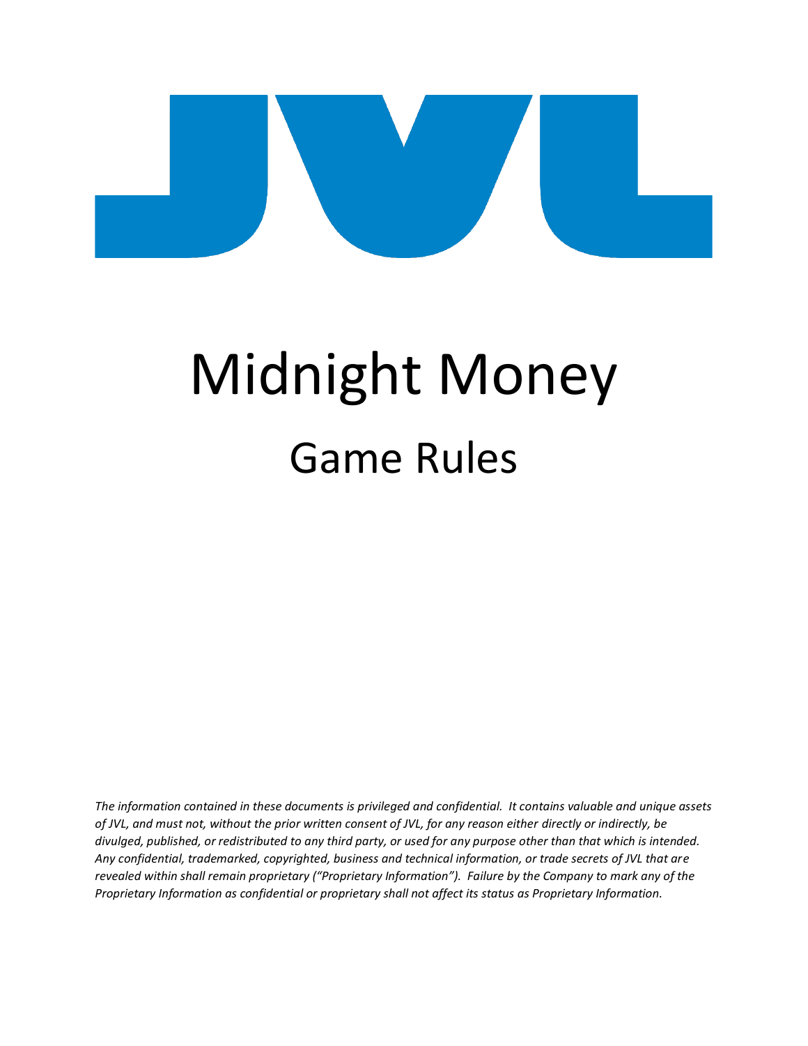JVL

# Midnight Money

## Game Rules

*The information contained in these documents is privileged and confidential. It contains valuable and unique assets of JVL, and must not, without the prior written consent of JVL, for any reason either directly or indirectly, be divulged, published, or redistributed to any third party, or used for any purpose other than that which is intended. Any confidential, trademarked, copyrighted, business and technical information, or trade secrets of JVL that are revealed within shall remain proprietary ("Proprietary Information"). Failure by the Company to mark any of the Proprietary Information as confidential or proprietary shall not affect its status as Proprietary Information.*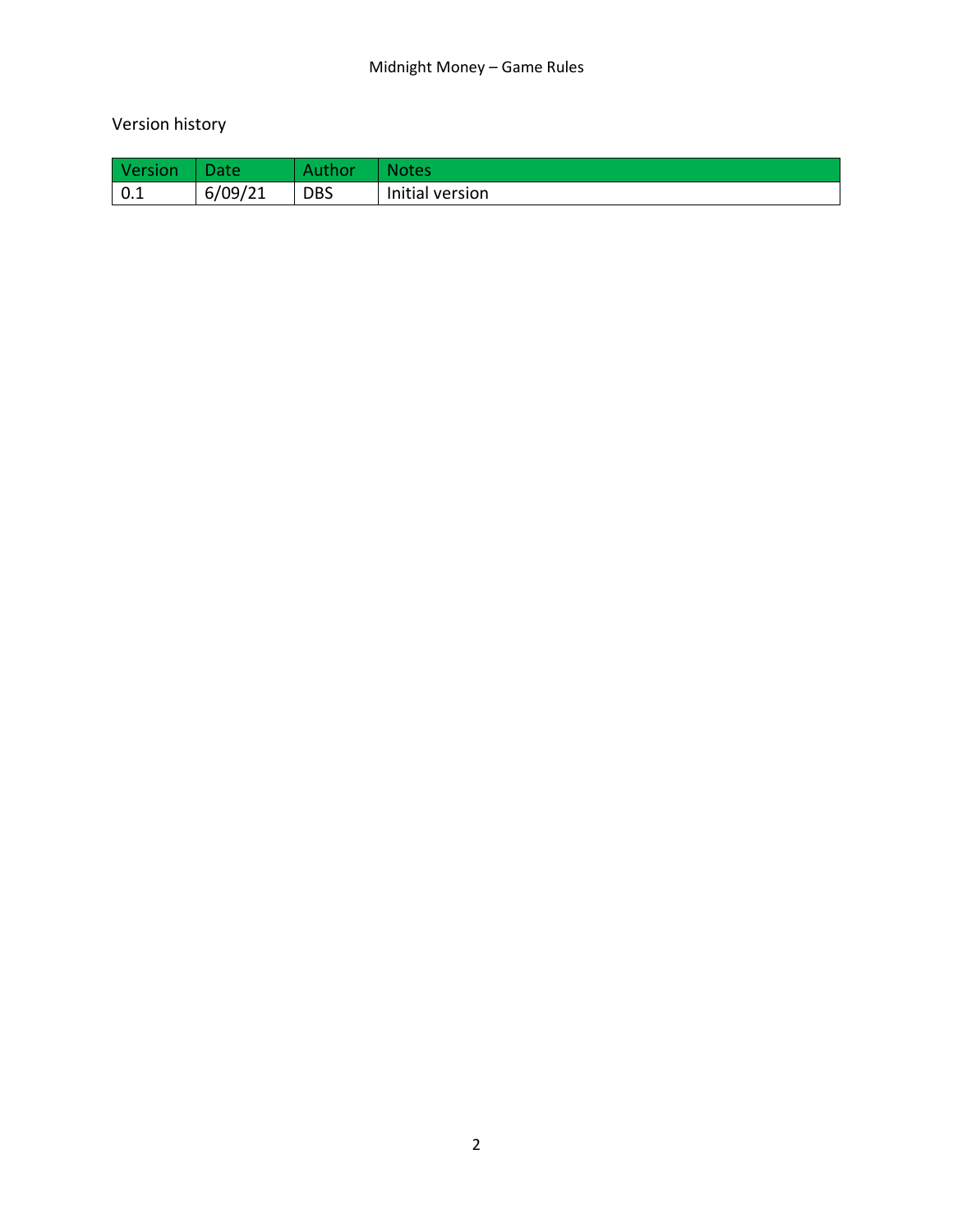Version history

| Version | Date | Author | Notes |
| --- | --- | --- | --- |
| 0.1 | 6/09/21 | DBS | Initial version |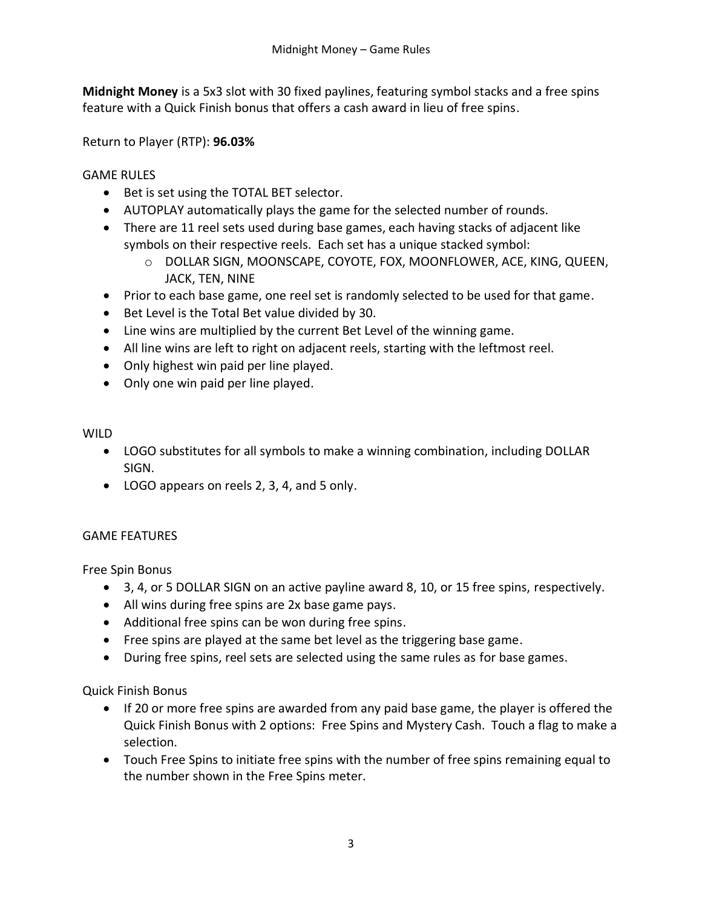# Midnight Money – Game Rules

**Midnight Money** is a 5x3 slot with 30 fixed paylines, featuring symbol stacks and a free spins feature with a Quick Finish bonus that offers a cash award in lieu of free spins.

Return to Player (RTP): **96.03%**

GAME RULES

- Bet is set using the TOTAL BET selector.
- AUTOPLAY automatically plays the game for the selected number of rounds.
- There are 11 reel sets used during base games, each having stacks of adjacent like symbols on their respective reels. Each set has a unique stacked symbol:
    - DOLLAR SIGN, MOONSCAPE, COYOTE, FOX, MOONFLOWER, ACE, KING, QUEEN, JACK, TEN, NINE
- Prior to each base game, one reel set is randomly selected to be used for that game.
- Bet Level is the Total Bet value divided by 30.
- Line wins are multiplied by the current Bet Level of the winning game.
- All line wins are left to right on adjacent reels, starting with the leftmost reel.
- Only highest win paid per line played.
- Only one win paid per line played.

WILD

- LOGO substitutes for all symbols to make a winning combination, including DOLLAR SIGN.
- LOGO appears on reels 2, 3, 4, and 5 only.

GAME FEATURES

Free Spin Bonus

- 3, 4, or 5 DOLLAR SIGN on an active payline award 8, 10, or 15 free spins, respectively.
- All wins during free spins are 2x base game pays.
- Additional free spins can be won during free spins.
- Free spins are played at the same bet level as the triggering base game.
- During free spins, reel sets are selected using the same rules as for base games.

Quick Finish Bonus

- If 20 or more free spins are awarded from any paid base game, the player is offered the Quick Finish Bonus with 2 options: Free Spins and Mystery Cash. Touch a flag to make a selection.
- Touch Free Spins to initiate free spins with the number of free spins remaining equal to the number shown in the Free Spins meter.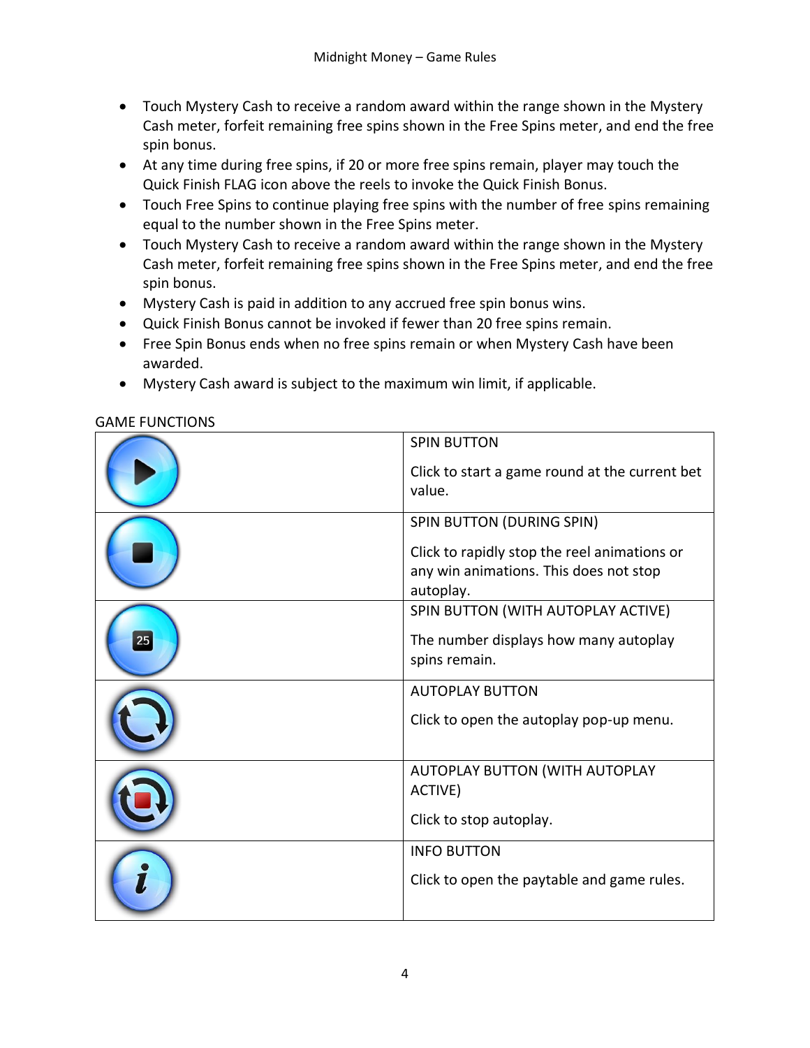- Touch Mystery Cash to receive a random award within the range shown in the Mystery Cash meter, forfeit remaining free spins shown in the Free Spins meter, and end the free spin bonus.
- At any time during free spins, if 20 or more free spins remain, player may touch the Quick Finish FLAG icon above the reels to invoke the Quick Finish Bonus.
- Touch Free Spins to continue playing free spins with the number of free spins remaining equal to the number shown in the Free Spins meter.
- Touch Mystery Cash to receive a random award within the range shown in the Mystery Cash meter, forfeit remaining free spins shown in the Free Spins meter, and end the free spin bonus.
- Mystery Cash is paid in addition to any accrued free spin bonus wins.
- Quick Finish Bonus cannot be invoked if fewer than 20 free spins remain.
- Free Spin Bonus ends when no free spins remain or when Mystery Cash have been awarded.
- Mystery Cash award is subject to the maximum win limit, if applicable.

GAME FUNCTIONS

| | |
|---|---|
| | SPIN BUTTON<br><br>Click to start a game round at the current bet value. |
| | SPIN BUTTON (DURING SPIN)<br><br>Click to rapidly stop the reel animations or any win animations. This does not stop autoplay. |
| 25 | SPIN BUTTON (WITH AUTOPLAY ACTIVE)<br><br>The number displays how many autoplay spins remain. |
| | AUTOPLAY BUTTON<br><br>Click to open the autoplay pop-up menu. |
| | AUTOPLAY BUTTON (WITH AUTOPLAY ACTIVE)<br><br>Click to stop autoplay. |
| | INFO BUTTON<br><br>Click to open the paytable and game rules. |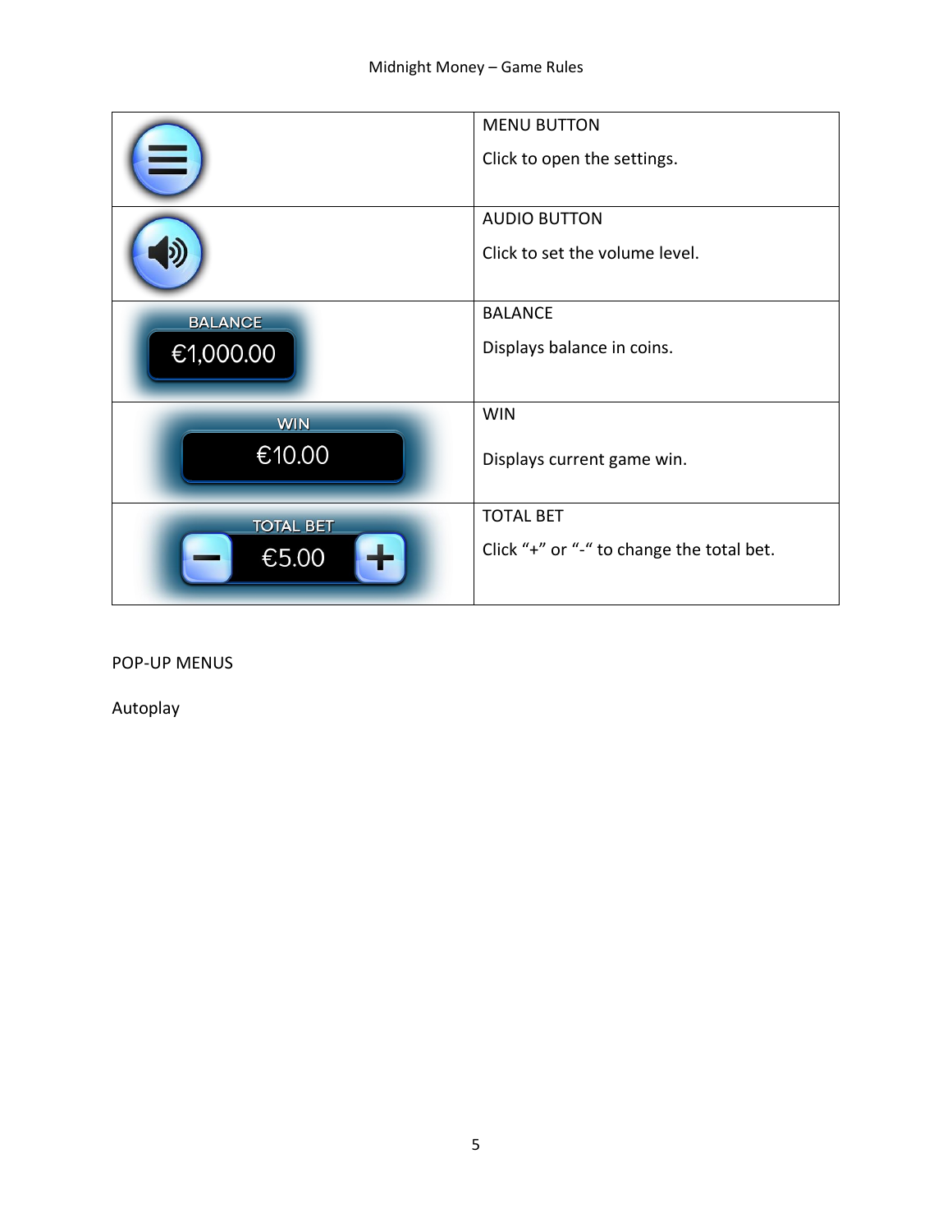| | |
|---|---|
| | MENU BUTTON<br><br>Click to open the settings. |
| | AUDIO BUTTON<br><br>Click to set the volume level. |
| BALANCE<br>€1,000.00 | BALANCE<br><br>Displays balance in coins. |
| WIN<br>€10.00 | WIN<br><br>Displays current game win. |
| TOTAL BET<br>€5.00 | TOTAL BET<br><br>Click "+" or "-" to change the total bet. |

POP-UP MENUS

Autoplay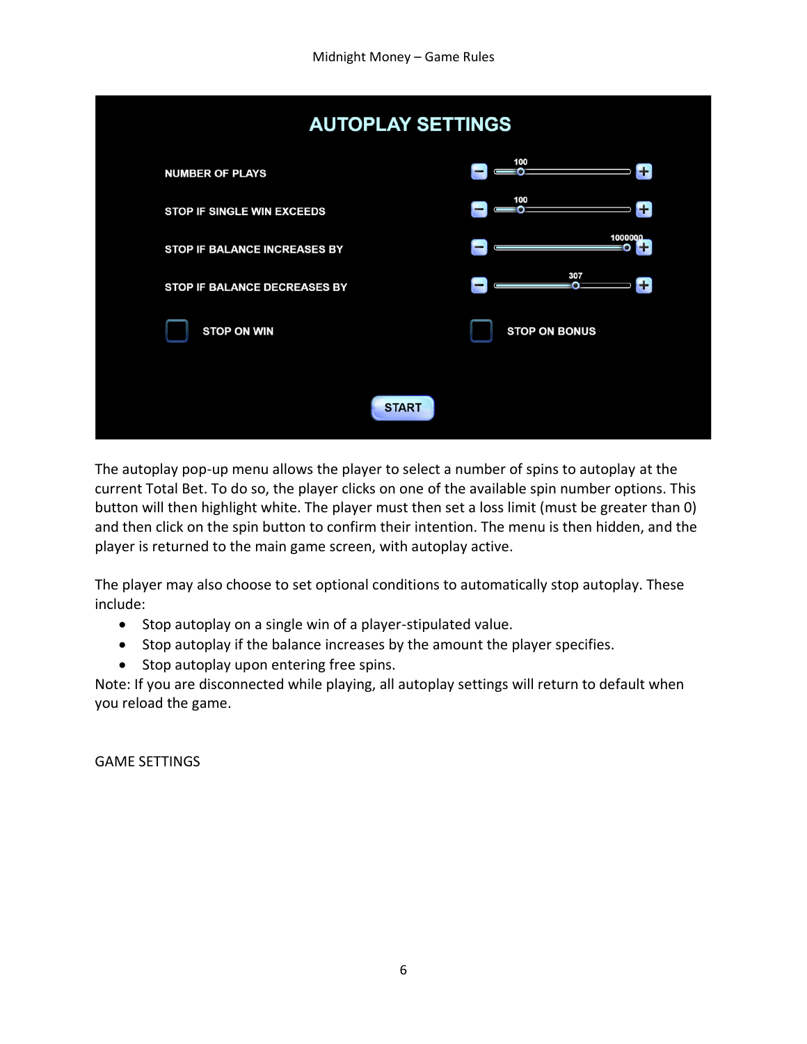**AUTOPLAY SETTINGS**

| Setting | Value |
|---|---|
| NUMBER OF PLAYS | 100 |
| STOP IF SINGLE WIN EXCEEDS | 100 |
| STOP IF BALANCE INCREASES BY | 1000000 |
| STOP IF BALANCE DECREASES BY | 307 |

☐ STOP ON WIN ☐ STOP ON BONUS

START

The autoplay pop-up menu allows the player to select a number of spins to autoplay at the current Total Bet. To do so, the player clicks on one of the available spin number options. This button will then highlight white. The player must then set a loss limit (must be greater than 0) and then click on the spin button to confirm their intention. The menu is then hidden, and the player is returned to the main game screen, with autoplay active.

The player may also choose to set optional conditions to automatically stop autoplay. These include:

- Stop autoplay on a single win of a player-stipulated value.
- Stop autoplay if the balance increases by the amount the player specifies.
- Stop autoplay upon entering free spins.

Note: If you are disconnected while playing, all autoplay settings will return to default when you reload the game.

GAME SETTINGS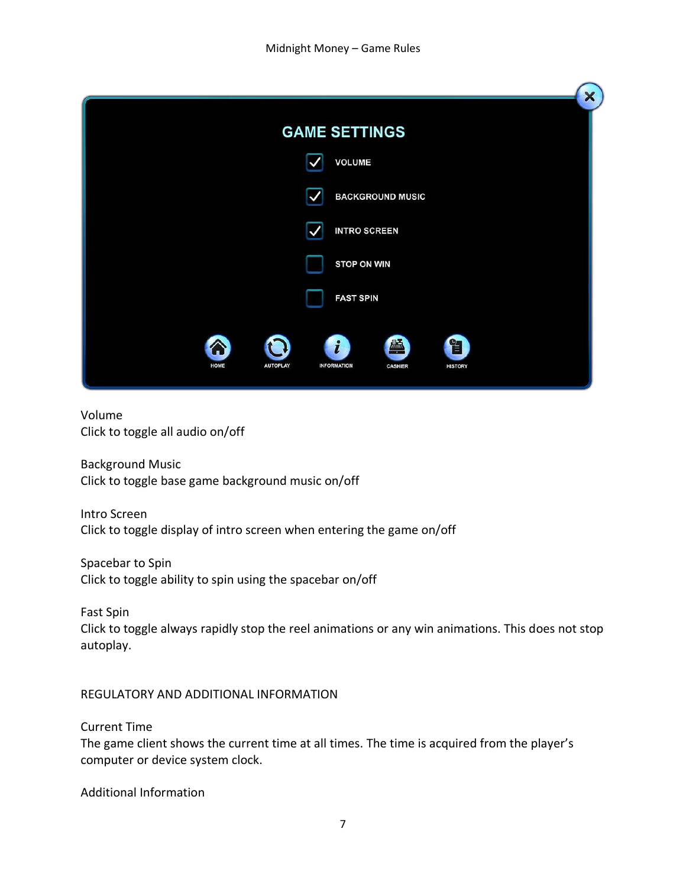Volume
Click to toggle all audio on/off

Background Music
Click to toggle base game background music on/off

Intro Screen
Click to toggle display of intro screen when entering the game on/off

Spacebar to Spin
Click to toggle ability to spin using the spacebar on/off

Fast Spin
Click to toggle always rapidly stop the reel animations or any win animations. This does not stop autoplay.

## REGULATORY AND ADDITIONAL INFORMATION

Current Time
The game client shows the current time at all times. The time is acquired from the player's computer or device system clock.

Additional Information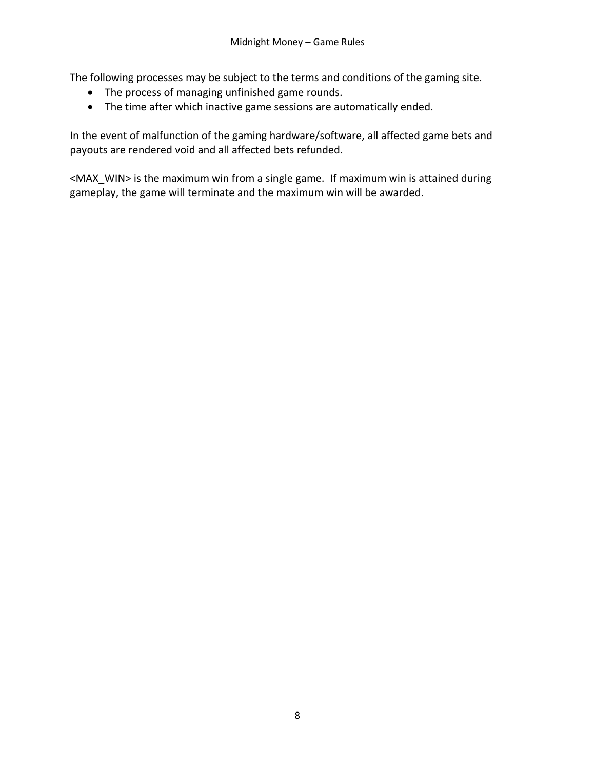The following processes may be subject to the terms and conditions of the gaming site.

- The process of managing unfinished game rounds.
- The time after which inactive game sessions are automatically ended.

In the event of malfunction of the gaming hardware/software, all affected game bets and payouts are rendered void and all affected bets refunded.

<MAX_WIN> is the maximum win from a single game. If maximum win is attained during gameplay, the game will terminate and the maximum win will be awarded.